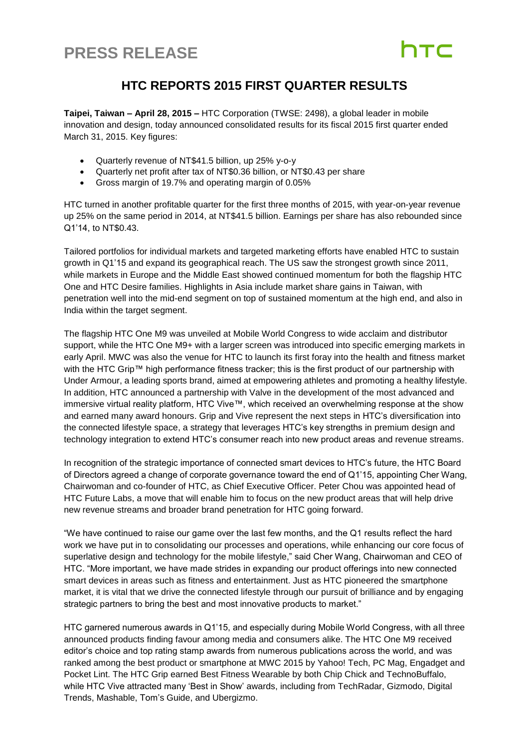# PRESS RELEASE

htc

## HTC REPORTS 2015 FIRST QUARTER RESULTS

**Taipei, Taiwan – April 28, 2015 –** HTC Corporation (TWSE: 2498), a global leader in mobile innovation and design, today announced consolidated results for its fiscal 2015 first quarter ended March 31, 2015. Key figures:

- Quarterly revenue of NT$41.5 billion, up 25% y-o-y
- Quarterly net profit after tax of NT$0.36 billion, or NT$0.43 per share
- Gross margin of 19.7% and operating margin of 0.05%

HTC turned in another profitable quarter for the first three months of 2015, with year-on-year revenue up 25% on the same period in 2014, at NT$41.5 billion. Earnings per share has also rebounded since Q1'14, to NT$0.43.

Tailored portfolios for individual markets and targeted marketing efforts have enabled HTC to sustain growth in Q1'15 and expand its geographical reach. The US saw the strongest growth since 2011, while markets in Europe and the Middle East showed continued momentum for both the flagship HTC One and HTC Desire families. Highlights in Asia include market share gains in Taiwan, with penetration well into the mid-end segment on top of sustained momentum at the high end, and also in India within the target segment.

The flagship HTC One M9 was unveiled at Mobile World Congress to wide acclaim and distributor support, while the HTC One M9+ with a larger screen was introduced into specific emerging markets in early April. MWC was also the venue for HTC to launch its first foray into the health and fitness market with the HTC Grip™ high performance fitness tracker; this is the first product of our partnership with Under Armour, a leading sports brand, aimed at empowering athletes and promoting a healthy lifestyle. In addition, HTC announced a partnership with Valve in the development of the most advanced and immersive virtual reality platform, HTC Vive™, which received an overwhelming response at the show and earned many award honours. Grip and Vive represent the next steps in HTC's diversification into the connected lifestyle space, a strategy that leverages HTC's key strengths in premium design and technology integration to extend HTC's consumer reach into new product areas and revenue streams.

In recognition of the strategic importance of connected smart devices to HTC's future, the HTC Board of Directors agreed a change of corporate governance toward the end of Q1'15, appointing Cher Wang, Chairwoman and co-founder of HTC, as Chief Executive Officer. Peter Chou was appointed head of HTC Future Labs, a move that will enable him to focus on the new product areas that will help drive new revenue streams and broader brand penetration for HTC going forward.

"We have continued to raise our game over the last few months, and the Q1 results reflect the hard work we have put in to consolidating our processes and operations, while enhancing our core focus of superlative design and technology for the mobile lifestyle," said Cher Wang, Chairwoman and CEO of HTC. "More important, we have made strides in expanding our product offerings into new connected smart devices in areas such as fitness and entertainment. Just as HTC pioneered the smartphone market, it is vital that we drive the connected lifestyle through our pursuit of brilliance and by engaging strategic partners to bring the best and most innovative products to market."

HTC garnered numerous awards in Q1'15, and especially during Mobile World Congress, with all three announced products finding favour among media and consumers alike. The HTC One M9 received editor's choice and top rating stamp awards from numerous publications across the world, and was ranked among the best product or smartphone at MWC 2015 by Yahoo! Tech, PC Mag, Engadget and Pocket Lint. The HTC Grip earned Best Fitness Wearable by both Chip Chick and TechnoBuffalo, while HTC Vive attracted many 'Best in Show' awards, including from TechRadar, Gizmodo, Digital Trends, Mashable, Tom's Guide, and Ubergizmo.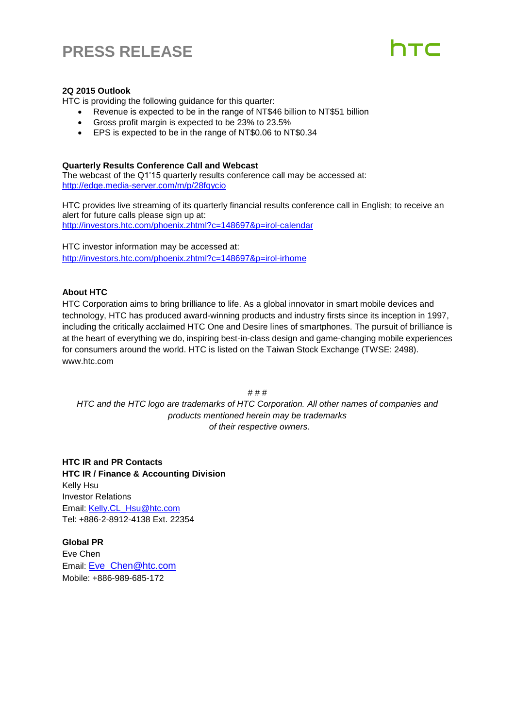**2Q 2015 Outlook**

HTC is providing the following guidance for this quarter:

- Revenue is expected to be in the range of NT$46 billion to NT$51 billion
- Gross profit margin is expected to be 23% to 23.5%
- EPS is expected to be in the range of NT$0.06 to NT$0.34

**Quarterly Results Conference Call and Webcast**

The webcast of the Q1'15 quarterly results conference call may be accessed at:
http://edge.media-server.com/m/p/28fgycio

HTC provides live streaming of its quarterly financial results conference call in English; to receive an alert for future calls please sign up at:
http://investors.htc.com/phoenix.zhtml?c=148697&p=irol-calendar

HTC investor information may be accessed at:
http://investors.htc.com/phoenix.zhtml?c=148697&p=irol-irhome

**About HTC**

HTC Corporation aims to bring brilliance to life. As a global innovator in smart mobile devices and technology, HTC has produced award-winning products and industry firsts since its inception in 1997, including the critically acclaimed HTC One and Desire lines of smartphones. The pursuit of brilliance is at the heart of everything we do, inspiring best-in-class design and game-changing mobile experiences for consumers around the world. HTC is listed on the Taiwan Stock Exchange (TWSE: 2498).
www.htc.com

# # #

*HTC and the HTC logo are trademarks of HTC Corporation. All other names of companies and products mentioned herein may be trademarks of their respective owners.*

**HTC IR and PR Contacts**

**HTC IR / Finance & Accounting Division**

Kelly Hsu
Investor Relations
Email: Kelly.CL_Hsu@htc.com
Tel: +886-2-8912-4138 Ext. 22354

**Global PR**

Eve Chen
Email: Eve_Chen@htc.com
Mobile: +886-989-685-172